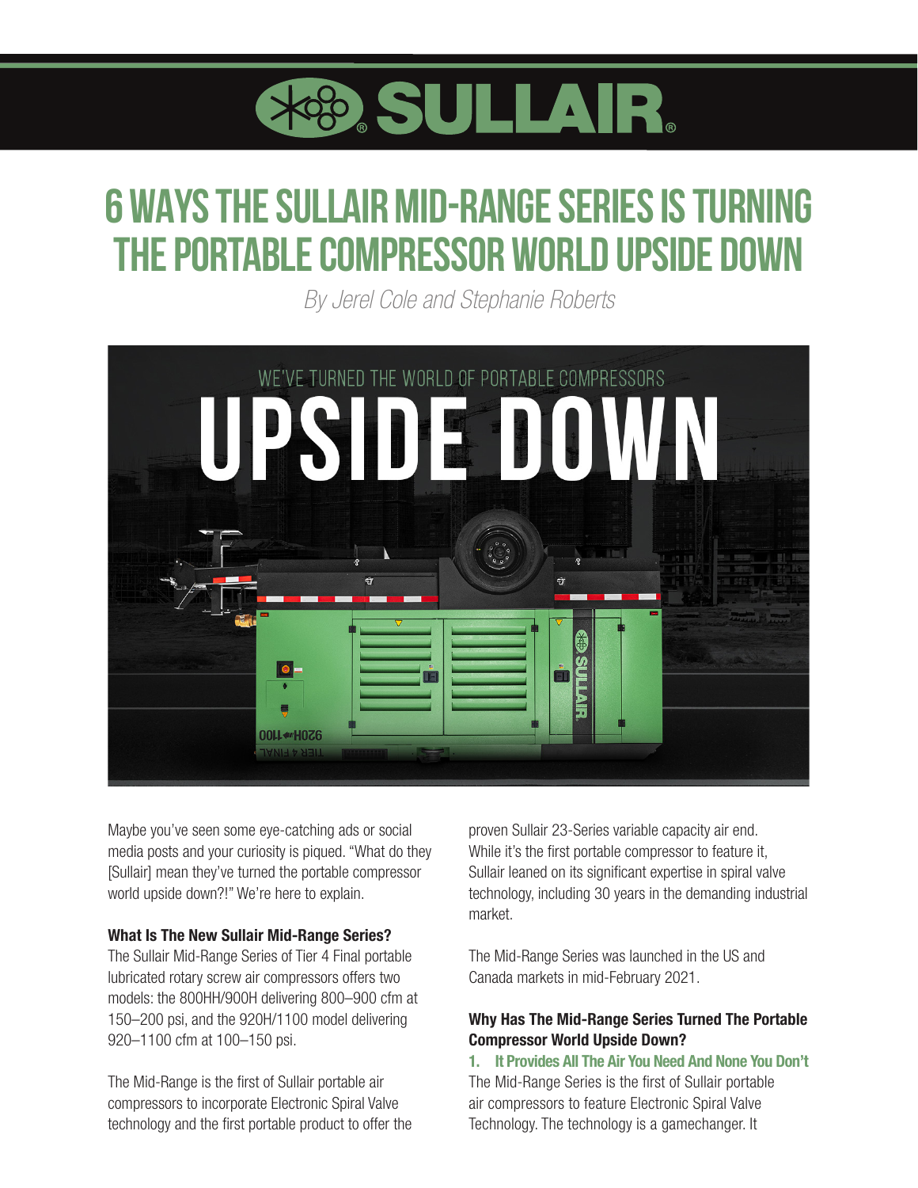# 6 WAYS THE SULLAIR MID-RANGE SERIES IS TURNING THE PORTABLE COMPRESSOR WORLD UPSIDE DOWN

*By Jerel Cole and Stephanie Roberts*

Maybe you've seen some eye-catching ads or social media posts and your curiosity is piqued. "What do they [Sullair] mean they've turned the portable compressor world upside down?!" We're here to explain.

**What Is The New Sullair Mid-Range Series?**

The Sullair Mid-Range Series of Tier 4 Final portable lubricated rotary screw air compressors offers two models: the 800HH/900H delivering 800–900 cfm at 150–200 psi, and the 920H/1100 model delivering 920–1100 cfm at 100–150 psi.

The Mid-Range is the first of Sullair portable air compressors to incorporate Electronic Spiral Valve technology and the first portable product to offer the proven Sullair 23-Series variable capacity air end. While it's the first portable compressor to feature it, Sullair leaned on its significant expertise in spiral valve technology, including 30 years in the demanding industrial market.

The Mid-Range Series was launched in the US and Canada markets in mid-February 2021.

**Why Has The Mid-Range Series Turned The Portable Compressor World Upside Down?**

**1. It Provides All The Air You Need And None You Don't**

The Mid-Range Series is the first of Sullair portable air compressors to feature Electronic Spiral Valve Technology. The technology is a gamechanger. It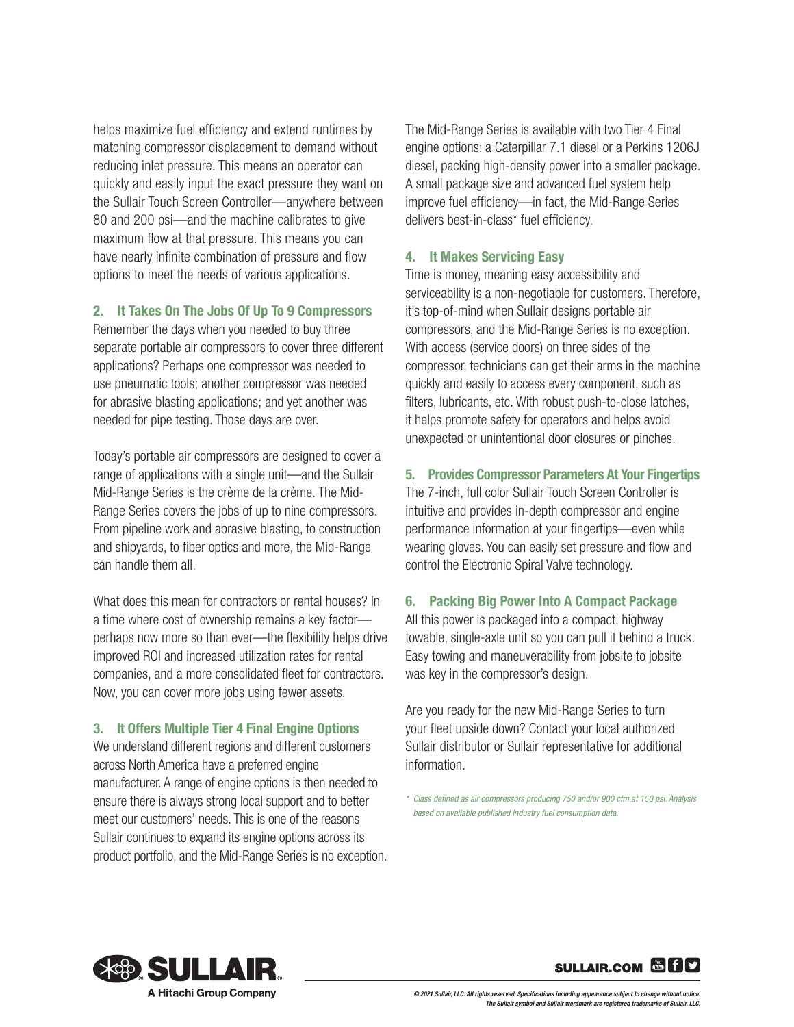helps maximize fuel efficiency and extend runtimes by matching compressor displacement to demand without reducing inlet pressure. This means an operator can quickly and easily input the exact pressure they want on the Sullair Touch Screen Controller—anywhere between 80 and 200 psi—and the machine calibrates to give maximum flow at that pressure. This means you can have nearly infinite combination of pressure and flow options to meet the needs of various applications.

### 2. It Takes On The Jobs Of Up To 9 Compressors

Remember the days when you needed to buy three separate portable air compressors to cover three different applications? Perhaps one compressor was needed to use pneumatic tools; another compressor was needed for abrasive blasting applications; and yet another was needed for pipe testing. Those days are over.

Today's portable air compressors are designed to cover a range of applications with a single unit—and the Sullair Mid-Range Series is the crème de la crème. The Mid-Range Series covers the jobs of up to nine compressors. From pipeline work and abrasive blasting, to construction and shipyards, to fiber optics and more, the Mid-Range can handle them all.

What does this mean for contractors or rental houses? In a time where cost of ownership remains a key factor—perhaps now more so than ever—the flexibility helps drive improved ROI and increased utilization rates for rental companies, and a more consolidated fleet for contractors. Now, you can cover more jobs using fewer assets.

### 3. It Offers Multiple Tier 4 Final Engine Options

We understand different regions and different customers across North America have a preferred engine manufacturer. A range of engine options is then needed to ensure there is always strong local support and to better meet our customers' needs. This is one of the reasons Sullair continues to expand its engine options across its product portfolio, and the Mid-Range Series is no exception.

The Mid-Range Series is available with two Tier 4 Final engine options: a Caterpillar 7.1 diesel or a Perkins 1206J diesel, packing high-density power into a smaller package. A small package size and advanced fuel system help improve fuel efficiency—in fact, the Mid-Range Series delivers best-in-class* fuel efficiency.

### 4. It Makes Servicing Easy

Time is money, meaning easy accessibility and serviceability is a non-negotiable for customers. Therefore, it's top-of-mind when Sullair designs portable air compressors, and the Mid-Range Series is no exception. With access (service doors) on three sides of the compressor, technicians can get their arms in the machine quickly and easily to access every component, such as filters, lubricants, etc. With robust push-to-close latches, it helps promote safety for operators and helps avoid unexpected or unintentional door closures or pinches.

### 5. Provides Compressor Parameters At Your Fingertips

The 7-inch, full color Sullair Touch Screen Controller is intuitive and provides in-depth compressor and engine performance information at your fingertips—even while wearing gloves. You can easily set pressure and flow and control the Electronic Spiral Valve technology.

### 6. Packing Big Power Into A Compact Package

All this power is packaged into a compact, highway towable, single-axle unit so you can pull it behind a truck. Easy towing and maneuverability from jobsite to jobsite was key in the compressor's design.

Are you ready for the new Mid-Range Series to turn your fleet upside down? Contact your local authorized Sullair distributor or Sullair representative for additional information.

*\* Class defined as air compressors producing 750 and/or 900 cfm at 150 psi. Analysis based on available published industry fuel consumption data.*

SULLAIR® A Hitachi Group Company

SULLAIR.COM

*© 2021 Sullair, LLC. All rights reserved. Specifications including appearance subject to change without notice. The Sullair symbol and Sullair wordmark are registered trademarks of Sullair, LLC.*